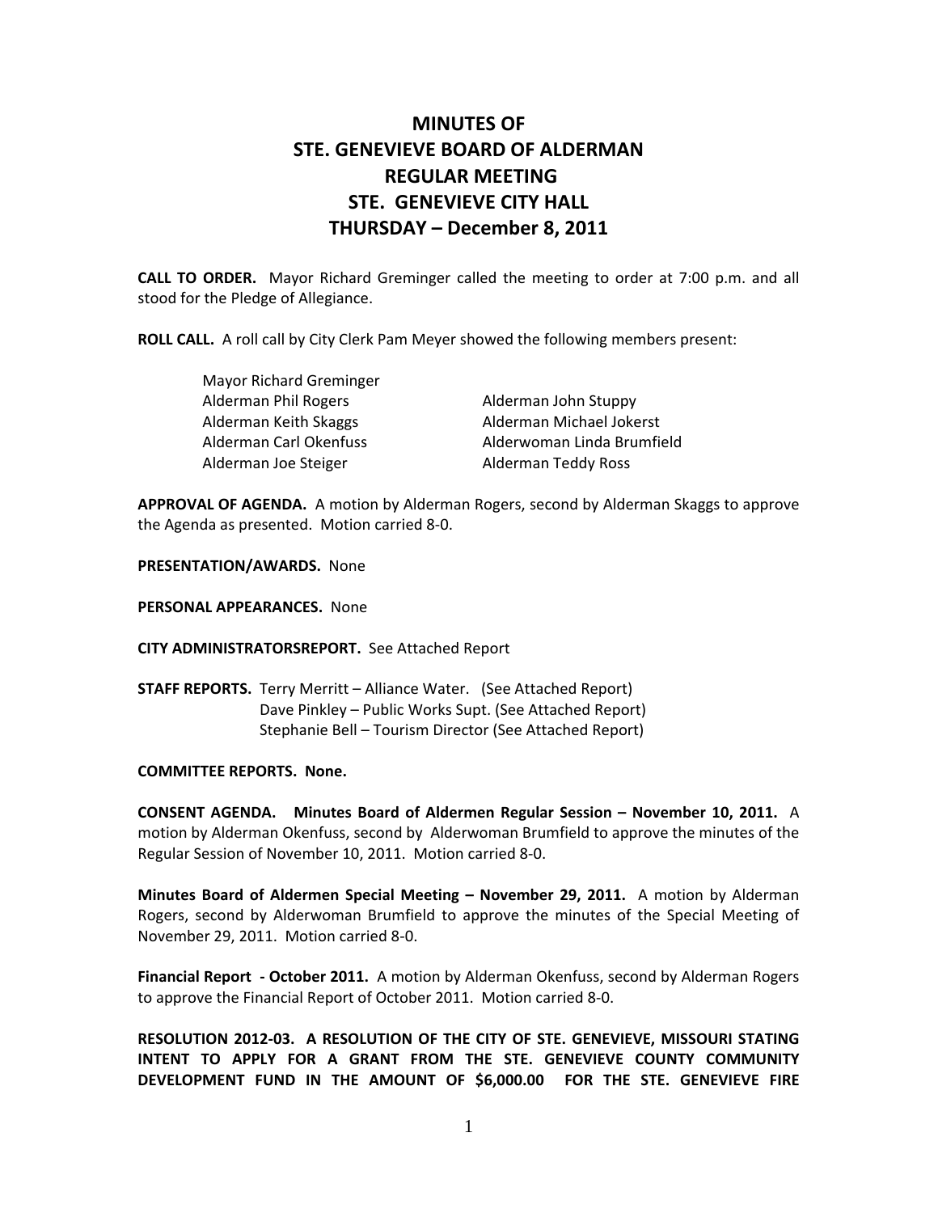# MINUTES OF STE. GENEVIEVE BOARD OF ALDERMAN REGULAR MEETING STE. GENEVIEVE CITY HALL THURSDAY – December 8, 2011

**CALL TO ORDER.** Mayor Richard Greminger called the meeting to order at 7:00 p.m. and all stood for the Pledge of Allegiance.

**ROLL CALL.** A roll call by City Clerk Pam Meyer showed the following members present:

Mayor Richard Greminger

| | |
|---|---|
| Alderman Phil Rogers | Alderman John Stuppy |
| Alderman Keith Skaggs | Alderman Michael Jokerst |
| Alderman Carl Okenfuss | Alderwoman Linda Brumfield |
| Alderman Joe Steiger | Alderman Teddy Ross |

**APPROVAL OF AGENDA.** A motion by Alderman Rogers, second by Alderman Skaggs to approve the Agenda as presented. Motion carried 8-0.

**PRESENTATION/AWARDS.** None

**PERSONAL APPEARANCES.** None

**CITY ADMINISTRATORSREPORT.** See Attached Report

**STAFF REPORTS.** Terry Merritt – Alliance Water. (See Attached Report)
Dave Pinkley – Public Works Supt. (See Attached Report)
Stephanie Bell – Tourism Director (See Attached Report)

**COMMITTEE REPORTS. None.**

**CONSENT AGENDA. Minutes Board of Aldermen Regular Session – November 10, 2011.** A motion by Alderman Okenfuss, second by Alderwoman Brumfield to approve the minutes of the Regular Session of November 10, 2011. Motion carried 8-0.

**Minutes Board of Aldermen Special Meeting – November 29, 2011.** A motion by Alderman Rogers, second by Alderwoman Brumfield to approve the minutes of the Special Meeting of November 29, 2011. Motion carried 8-0.

**Financial Report - October 2011.** A motion by Alderman Okenfuss, second by Alderman Rogers to approve the Financial Report of October 2011. Motion carried 8-0.

**RESOLUTION 2012-03. A RESOLUTION OF THE CITY OF STE. GENEVIEVE, MISSOURI STATING INTENT TO APPLY FOR A GRANT FROM THE STE. GENEVIEVE COUNTY COMMUNITY DEVELOPMENT FUND IN THE AMOUNT OF $6,000.00 FOR THE STE. GENEVIEVE FIRE**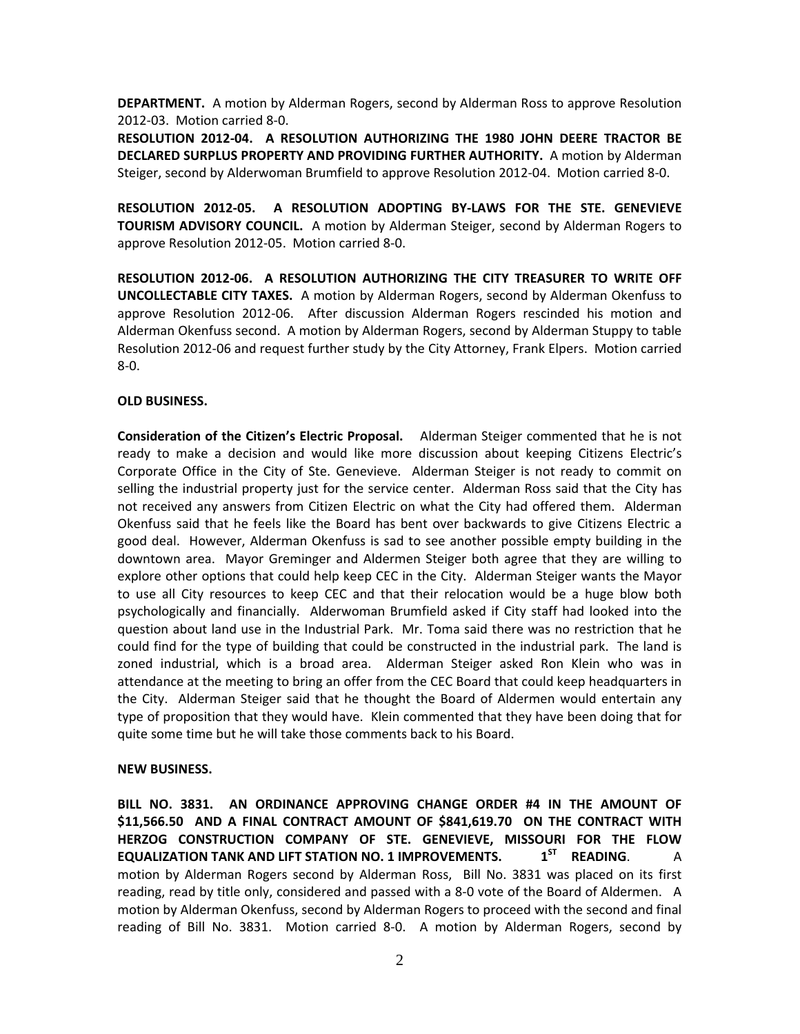**DEPARTMENT.** A motion by Alderman Rogers, second by Alderman Ross to approve Resolution 2012-03. Motion carried 8-0.

**RESOLUTION 2012-04. A RESOLUTION AUTHORIZING THE 1980 JOHN DEERE TRACTOR BE DECLARED SURPLUS PROPERTY AND PROVIDING FURTHER AUTHORITY.** A motion by Alderman Steiger, second by Alderwoman Brumfield to approve Resolution 2012-04. Motion carried 8-0.

**RESOLUTION 2012-05. A RESOLUTION ADOPTING BY-LAWS FOR THE STE. GENEVIEVE TOURISM ADVISORY COUNCIL.** A motion by Alderman Steiger, second by Alderman Rogers to approve Resolution 2012-05. Motion carried 8-0.

**RESOLUTION 2012-06. A RESOLUTION AUTHORIZING THE CITY TREASURER TO WRITE OFF UNCOLLECTABLE CITY TAXES.** A motion by Alderman Rogers, second by Alderman Okenfuss to approve Resolution 2012-06. After discussion Alderman Rogers rescinded his motion and Alderman Okenfuss second. A motion by Alderman Rogers, second by Alderman Stuppy to table Resolution 2012-06 and request further study by the City Attorney, Frank Elpers. Motion carried 8-0.

**OLD BUSINESS.**

**Consideration of the Citizen's Electric Proposal.** Alderman Steiger commented that he is not ready to make a decision and would like more discussion about keeping Citizens Electric's Corporate Office in the City of Ste. Genevieve. Alderman Steiger is not ready to commit on selling the industrial property just for the service center. Alderman Ross said that the City has not received any answers from Citizen Electric on what the City had offered them. Alderman Okenfuss said that he feels like the Board has bent over backwards to give Citizens Electric a good deal. However, Alderman Okenfuss is sad to see another possible empty building in the downtown area. Mayor Greminger and Aldermen Steiger both agree that they are willing to explore other options that could help keep CEC in the City. Alderman Steiger wants the Mayor to use all City resources to keep CEC and that their relocation would be a huge blow both psychologically and financially. Alderwoman Brumfield asked if City staff had looked into the question about land use in the Industrial Park. Mr. Toma said there was no restriction that he could find for the type of building that could be constructed in the industrial park. The land is zoned industrial, which is a broad area. Alderman Steiger asked Ron Klein who was in attendance at the meeting to bring an offer from the CEC Board that could keep headquarters in the City. Alderman Steiger said that he thought the Board of Aldermen would entertain any type of proposition that they would have. Klein commented that they have been doing that for quite some time but he will take those comments back to his Board.

**NEW BUSINESS.**

**BILL NO. 3831. AN ORDINANCE APPROVING CHANGE ORDER #4 IN THE AMOUNT OF $11,566.50 AND A FINAL CONTRACT AMOUNT OF $841,619.70 ON THE CONTRACT WITH HERZOG CONSTRUCTION COMPANY OF STE. GENEVIEVE, MISSOURI FOR THE FLOW EQUALIZATION TANK AND LIFT STATION NO. 1 IMPROVEMENTS. 1ST READING.** A motion by Alderman Rogers second by Alderman Ross, Bill No. 3831 was placed on its first reading, read by title only, considered and passed with a 8-0 vote of the Board of Aldermen. A motion by Alderman Okenfuss, second by Alderman Rogers to proceed with the second and final reading of Bill No. 3831. Motion carried 8-0. A motion by Alderman Rogers, second by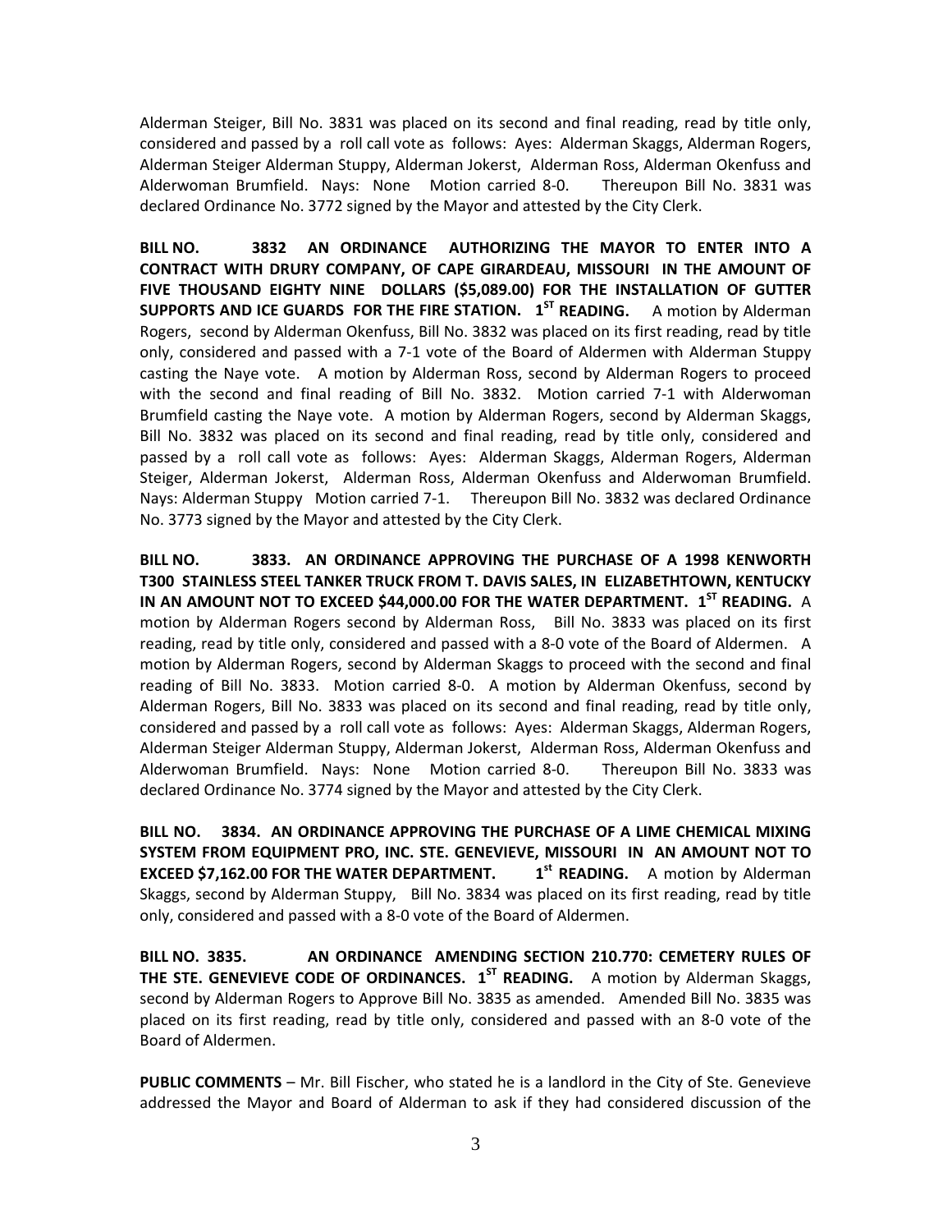Alderman Steiger, Bill No. 3831 was placed on its second and final reading, read by title only, considered and passed by a roll call vote as follows: Ayes: Alderman Skaggs, Alderman Rogers, Alderman Steiger Alderman Stuppy, Alderman Jokerst, Alderman Ross, Alderman Okenfuss and Alderwoman Brumfield. Nays: None Motion carried 8-0. Thereupon Bill No. 3831 was declared Ordinance No. 3772 signed by the Mayor and attested by the City Clerk.

**BILL NO. 3832 AN ORDINANCE AUTHORIZING THE MAYOR TO ENTER INTO A CONTRACT WITH DRURY COMPANY, OF CAPE GIRARDEAU, MISSOURI IN THE AMOUNT OF FIVE THOUSAND EIGHTY NINE DOLLARS ($5,089.00) FOR THE INSTALLATION OF GUTTER SUPPORTS AND ICE GUARDS FOR THE FIRE STATION. 1ST READING.** A motion by Alderman Rogers, second by Alderman Okenfuss, Bill No. 3832 was placed on its first reading, read by title only, considered and passed with a 7-1 vote of the Board of Aldermen with Alderman Stuppy casting the Naye vote. A motion by Alderman Ross, second by Alderman Rogers to proceed with the second and final reading of Bill No. 3832. Motion carried 7-1 with Alderwoman Brumfield casting the Naye vote. A motion by Alderman Rogers, second by Alderman Skaggs, Bill No. 3832 was placed on its second and final reading, read by title only, considered and passed by a roll call vote as follows: Ayes: Alderman Skaggs, Alderman Rogers, Alderman Steiger, Alderman Jokerst, Alderman Ross, Alderman Okenfuss and Alderwoman Brumfield. Nays: Alderman Stuppy Motion carried 7-1. Thereupon Bill No. 3832 was declared Ordinance No. 3773 signed by the Mayor and attested by the City Clerk.

**BILL NO. 3833. AN ORDINANCE APPROVING THE PURCHASE OF A 1998 KENWORTH T300 STAINLESS STEEL TANKER TRUCK FROM T. DAVIS SALES, IN ELIZABETHTOWN, KENTUCKY IN AN AMOUNT NOT TO EXCEED $44,000.00 FOR THE WATER DEPARTMENT. 1ST READING.** A motion by Alderman Rogers second by Alderman Ross, Bill No. 3833 was placed on its first reading, read by title only, considered and passed with a 8-0 vote of the Board of Aldermen. A motion by Alderman Rogers, second by Alderman Skaggs to proceed with the second and final reading of Bill No. 3833. Motion carried 8-0. A motion by Alderman Okenfuss, second by Alderman Rogers, Bill No. 3833 was placed on its second and final reading, read by title only, considered and passed by a roll call vote as follows: Ayes: Alderman Skaggs, Alderman Rogers, Alderman Steiger Alderman Stuppy, Alderman Jokerst, Alderman Ross, Alderman Okenfuss and Alderwoman Brumfield. Nays: None Motion carried 8-0. Thereupon Bill No. 3833 was declared Ordinance No. 3774 signed by the Mayor and attested by the City Clerk.

**BILL NO. 3834. AN ORDINANCE APPROVING THE PURCHASE OF A LIME CHEMICAL MIXING SYSTEM FROM EQUIPMENT PRO, INC. STE. GENEVIEVE, MISSOURI IN AN AMOUNT NOT TO EXCEED $7,162.00 FOR THE WATER DEPARTMENT. 1st READING.** A motion by Alderman Skaggs, second by Alderman Stuppy, Bill No. 3834 was placed on its first reading, read by title only, considered and passed with a 8-0 vote of the Board of Aldermen.

**BILL NO. 3835. AN ORDINANCE AMENDING SECTION 210.770: CEMETERY RULES OF THE STE. GENEVIEVE CODE OF ORDINANCES. 1ST READING.** A motion by Alderman Skaggs, second by Alderman Rogers to Approve Bill No. 3835 as amended. Amended Bill No. 3835 was placed on its first reading, read by title only, considered and passed with an 8-0 vote of the Board of Aldermen.

**PUBLIC COMMENTS** – Mr. Bill Fischer, who stated he is a landlord in the City of Ste. Genevieve addressed the Mayor and Board of Alderman to ask if they had considered discussion of the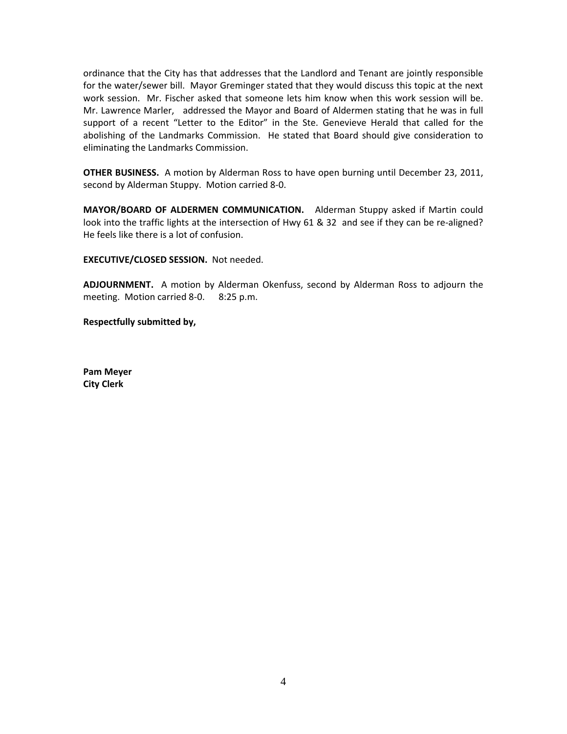ordinance that the City has that addresses that the Landlord and Tenant are jointly responsible for the water/sewer bill. Mayor Greminger stated that they would discuss this topic at the next work session. Mr. Fischer asked that someone lets him know when this work session will be. Mr. Lawrence Marler, addressed the Mayor and Board of Aldermen stating that he was in full support of a recent "Letter to the Editor" in the Ste. Genevieve Herald that called for the abolishing of the Landmarks Commission. He stated that Board should give consideration to eliminating the Landmarks Commission.

**OTHER BUSINESS.** A motion by Alderman Ross to have open burning until December 23, 2011, second by Alderman Stuppy. Motion carried 8-0.

**MAYOR/BOARD OF ALDERMEN COMMUNICATION.** Alderman Stuppy asked if Martin could look into the traffic lights at the intersection of Hwy 61 & 32 and see if they can be re-aligned? He feels like there is a lot of confusion.

**EXECUTIVE/CLOSED SESSION.** Not needed.

**ADJOURNMENT.** A motion by Alderman Okenfuss, second by Alderman Ross to adjourn the meeting. Motion carried 8-0. 8:25 p.m.

**Respectfully submitted by,**

**Pam Meyer**
**City Clerk**